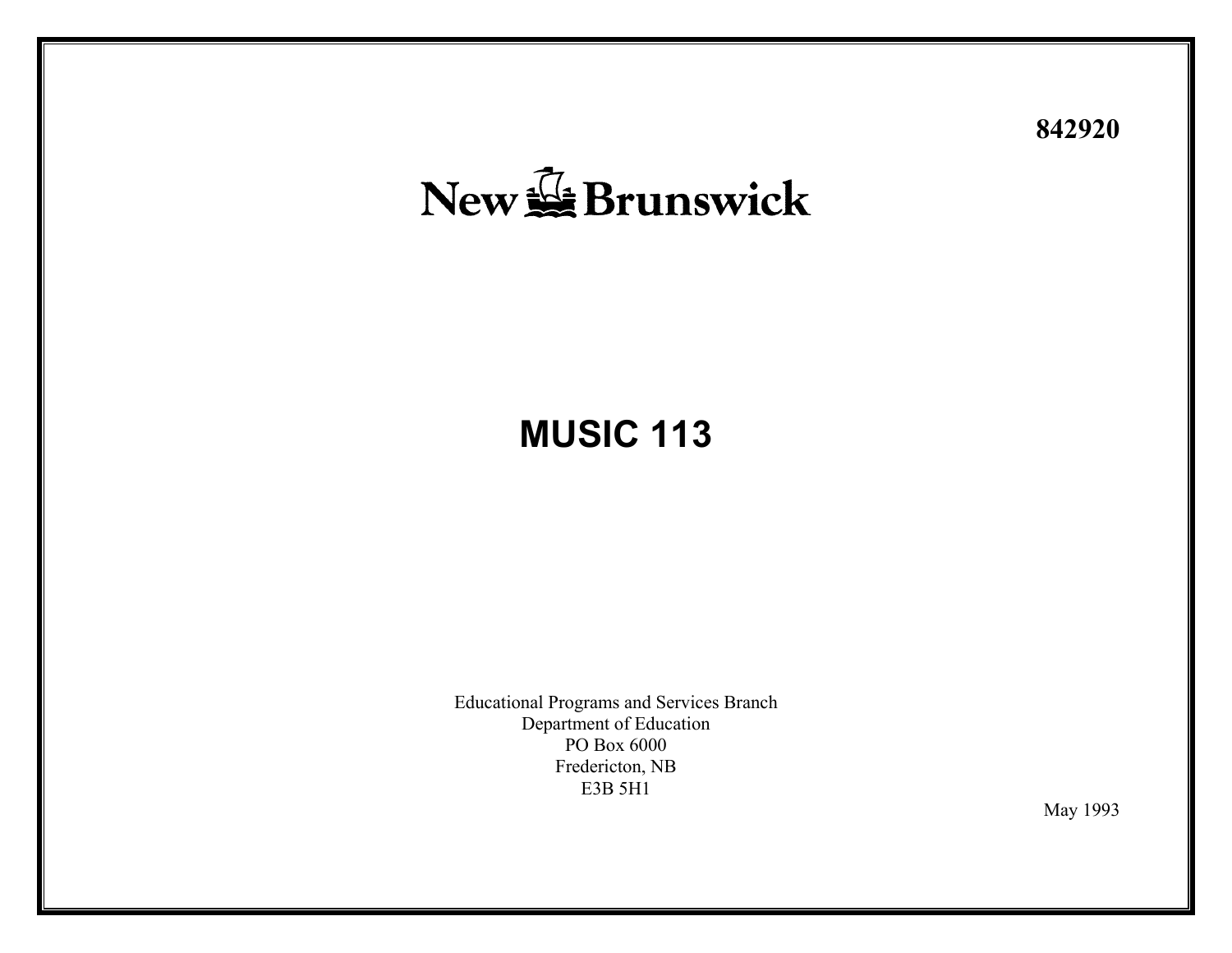**842920**

New Brunswick

# MUSIC 113

Educational Programs and Services Branch
Department of Education
PO Box 6000
Fredericton, NB
E3B 5H1

May 1993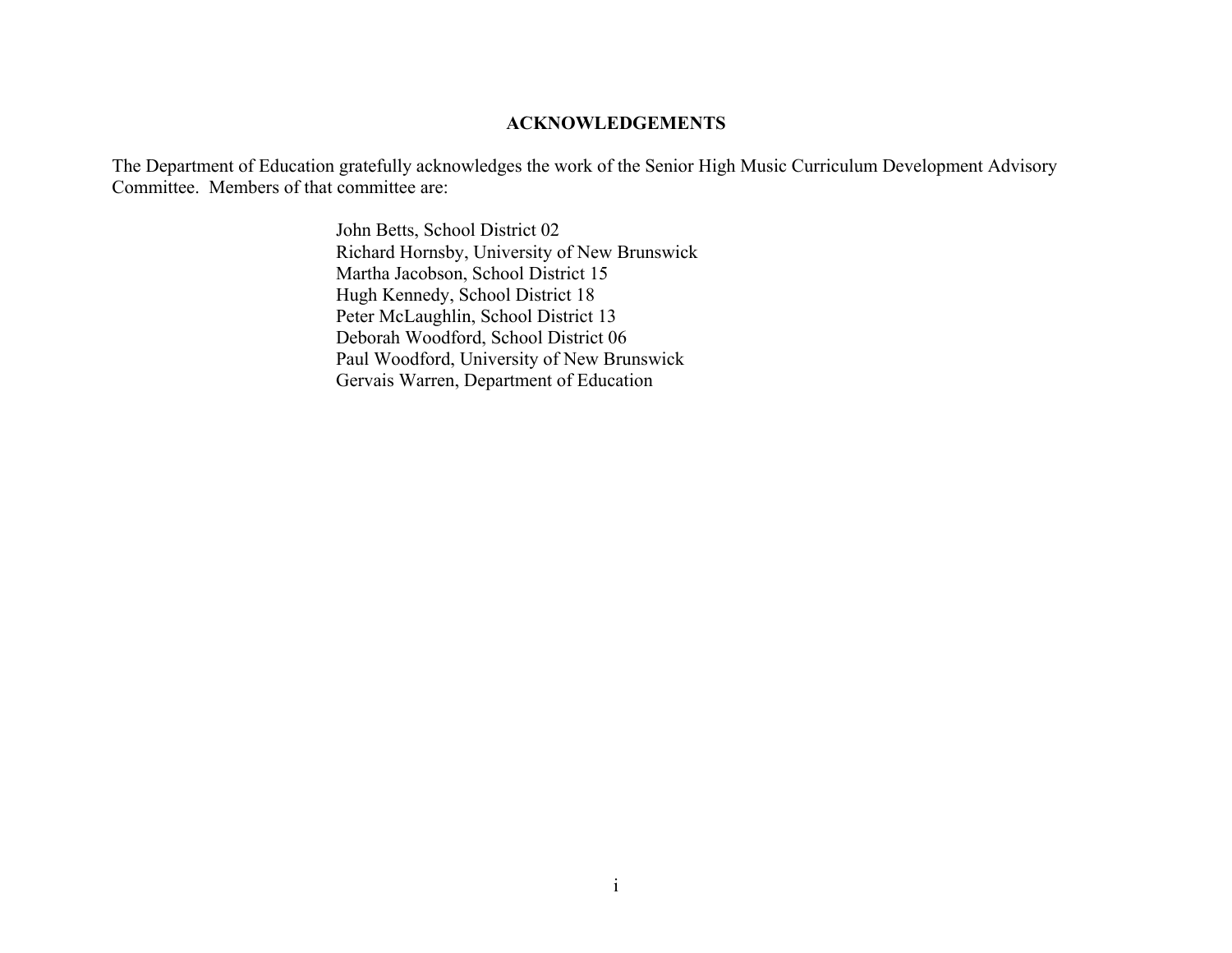## ACKNOWLEDGEMENTS

The Department of Education gratefully acknowledges the work of the Senior High Music Curriculum Development Advisory Committee. Members of that committee are:

John Betts, School District 02
Richard Hornsby, University of New Brunswick
Martha Jacobson, School District 15
Hugh Kennedy, School District 18
Peter McLaughlin, School District 13
Deborah Woodford, School District 06
Paul Woodford, University of New Brunswick
Gervais Warren, Department of Education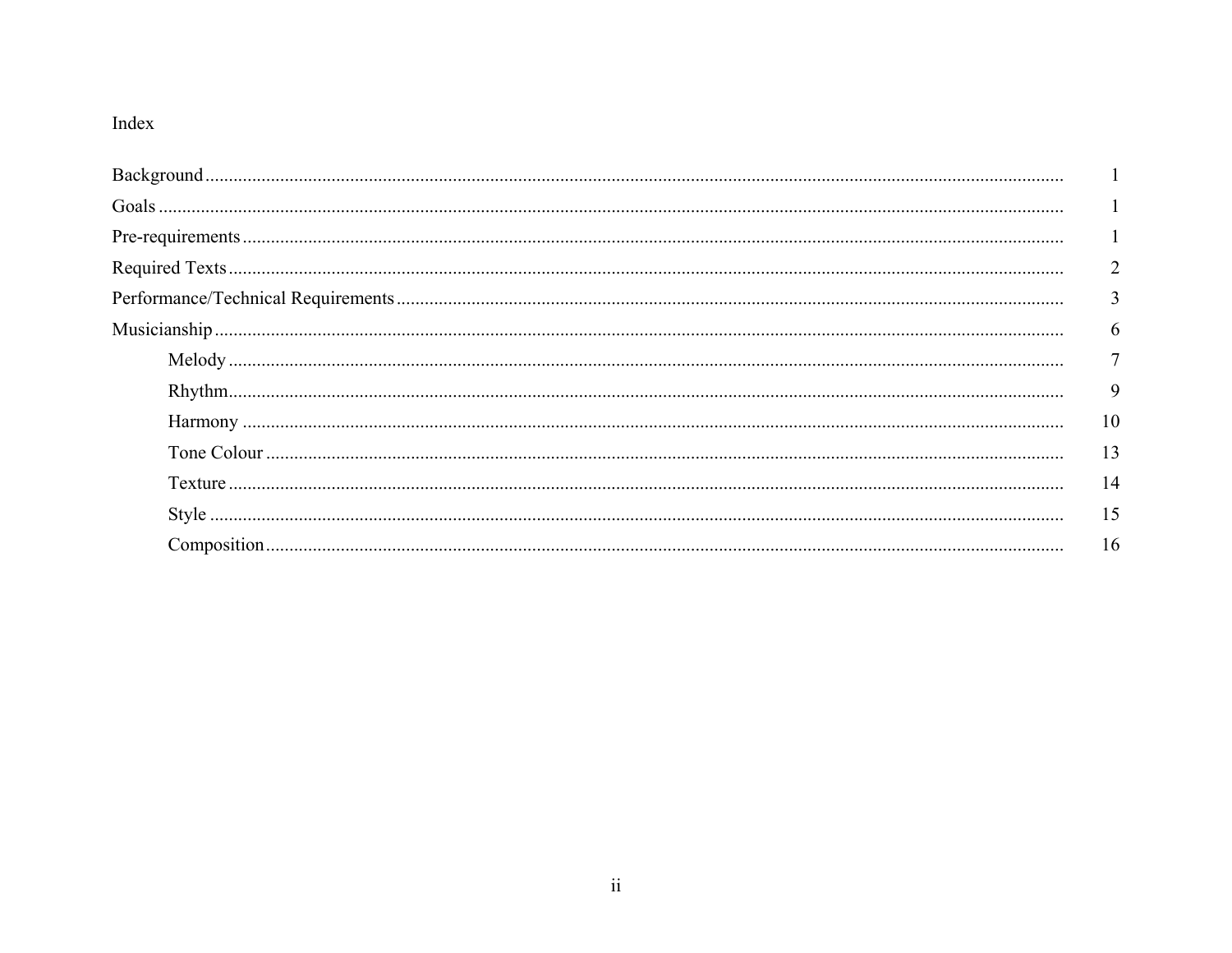# Index

| | |
|---|---|
| Background | 1 |
| Goals | 1 |
| Pre-requirements | 1 |
| Required Texts | 2 |
| Performance/Technical Requirements | 3 |
| Musicianship | 6 |
| Melody | 7 |
| Rhythm | 9 |
| Harmony | 10 |
| Tone Colour | 13 |
| Texture | 14 |
| Style | 15 |
| Composition | 16 |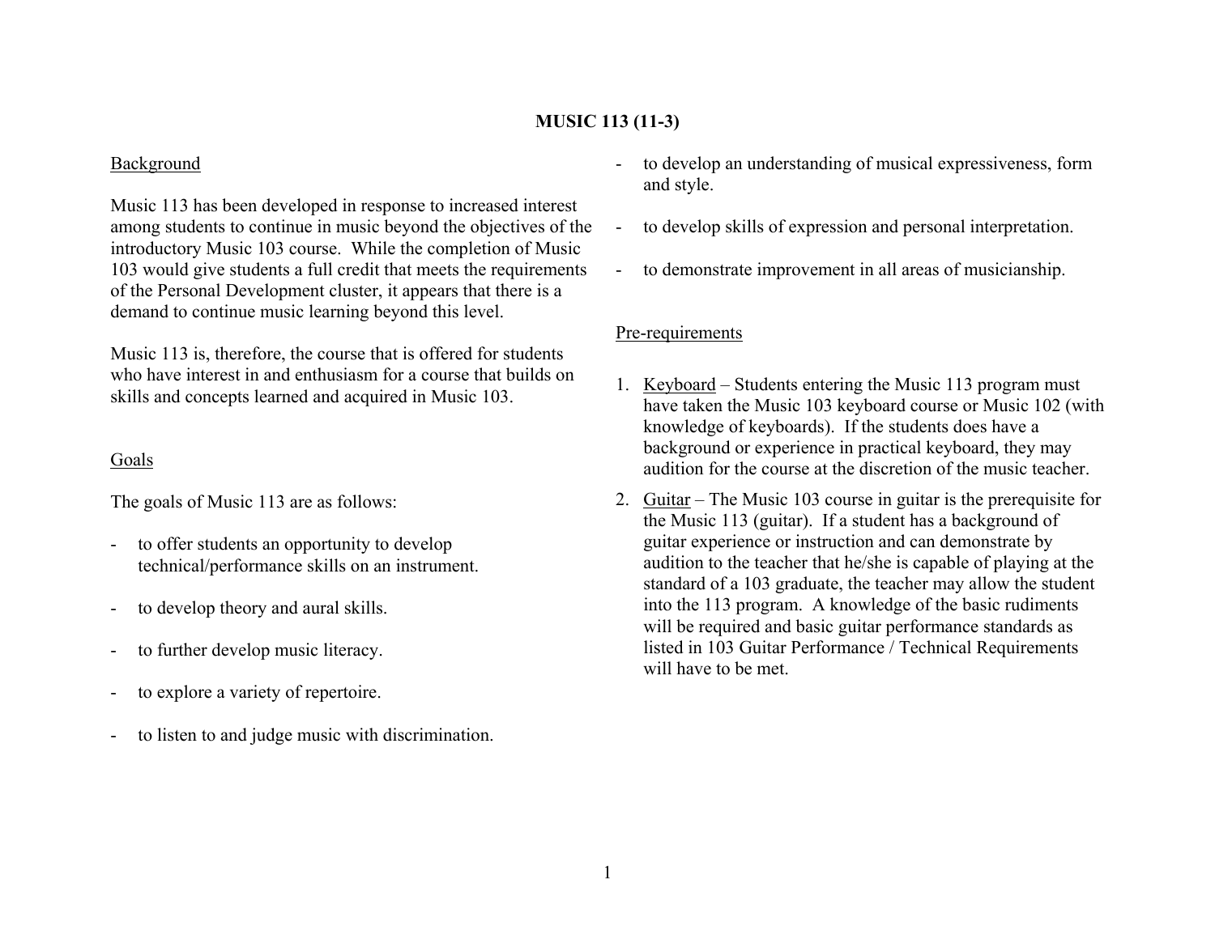## MUSIC 113 (11-3)

### Background

Music 113 has been developed in response to increased interest among students to continue in music beyond the objectives of the introductory Music 103 course. While the completion of Music 103 would give students a full credit that meets the requirements of the Personal Development cluster, it appears that there is a demand to continue music learning beyond this level.

Music 113 is, therefore, the course that is offered for students who have interest in and enthusiasm for a course that builds on skills and concepts learned and acquired in Music 103.

### Goals

The goals of Music 113 are as follows:

- to offer students an opportunity to develop technical/performance skills on an instrument.
- to develop theory and aural skills.
- to further develop music literacy.
- to explore a variety of repertoire.
- to listen to and judge music with discrimination.
- to develop an understanding of musical expressiveness, form and style.
- to develop skills of expression and personal interpretation.
- to demonstrate improvement in all areas of musicianship.

### Pre-requirements

1. Keyboard – Students entering the Music 113 program must have taken the Music 103 keyboard course or Music 102 (with knowledge of keyboards). If the students does have a background or experience in practical keyboard, they may audition for the course at the discretion of the music teacher.
2. Guitar – The Music 103 course in guitar is the prerequisite for the Music 113 (guitar). If a student has a background of guitar experience or instruction and can demonstrate by audition to the teacher that he/she is capable of playing at the standard of a 103 graduate, the teacher may allow the student into the 113 program. A knowledge of the basic rudiments will be required and basic guitar performance standards as listed in 103 Guitar Performance / Technical Requirements will have to be met.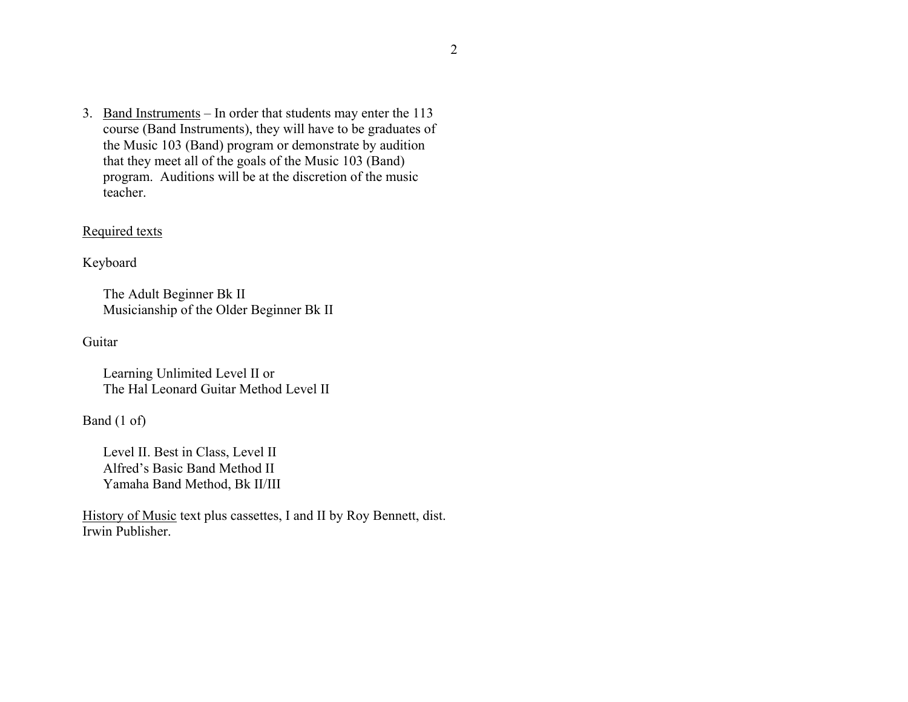3. <u>Band Instruments</u> – In order that students may enter the 113 course (Band Instruments), they will have to be graduates of the Music 103 (Band) program or demonstrate by audition that they meet all of the goals of the Music 103 (Band) program. Auditions will be at the discretion of the music teacher.

<u>Required texts</u>

Keyboard

The Adult Beginner Bk II
Musicianship of the Older Beginner Bk II

Guitar

Learning Unlimited Level II or
The Hal Leonard Guitar Method Level II

Band (1 of)

Level II. Best in Class, Level II
Alfred's Basic Band Method II
Yamaha Band Method, Bk II/III

<u>History of Music</u> text plus cassettes, I and II by Roy Bennett, dist. Irwin Publisher.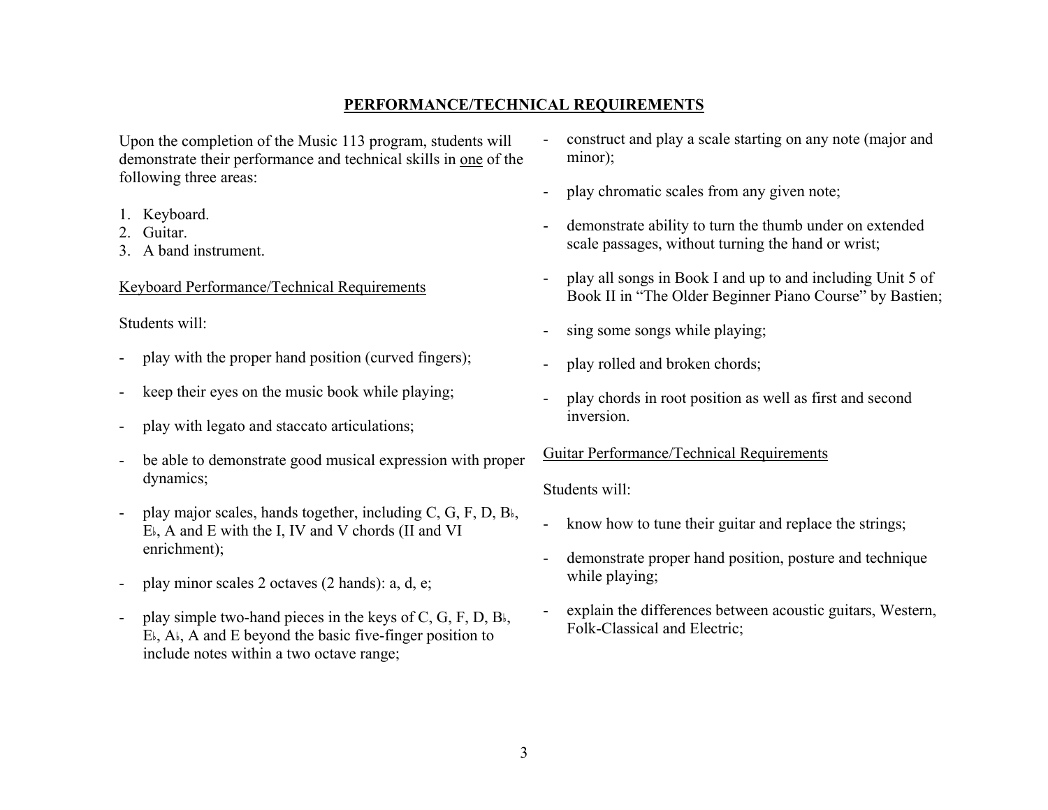## PERFORMANCE/TECHNICAL REQUIREMENTS

Upon the completion of the Music 113 program, students will demonstrate their performance and technical skills in one of the following three areas:

1. Keyboard.
2. Guitar.
3. A band instrument.

Keyboard Performance/Technical Requirements

Students will:

- play with the proper hand position (curved fingers);
- keep their eyes on the music book while playing;
- play with legato and staccato articulations;
- be able to demonstrate good musical expression with proper dynamics;
- play major scales, hands together, including C, G, F, D, B♭, E♭, A and E with the I, IV and V chords (II and VI enrichment);
- play minor scales 2 octaves (2 hands): a, d, e;
- play simple two-hand pieces in the keys of C, G, F, D, B♭, E♭, A♭, A and E beyond the basic five-finger position to include notes within a two octave range;
- construct and play a scale starting on any note (major and minor);
- play chromatic scales from any given note;
- demonstrate ability to turn the thumb under on extended scale passages, without turning the hand or wrist;
- play all songs in Book I and up to and including Unit 5 of Book II in "The Older Beginner Piano Course" by Bastien;
- sing some songs while playing;
- play rolled and broken chords;
- play chords in root position as well as first and second inversion.

Guitar Performance/Technical Requirements

Students will:

- know how to tune their guitar and replace the strings;
- demonstrate proper hand position, posture and technique while playing;
- explain the differences between acoustic guitars, Western, Folk-Classical and Electric;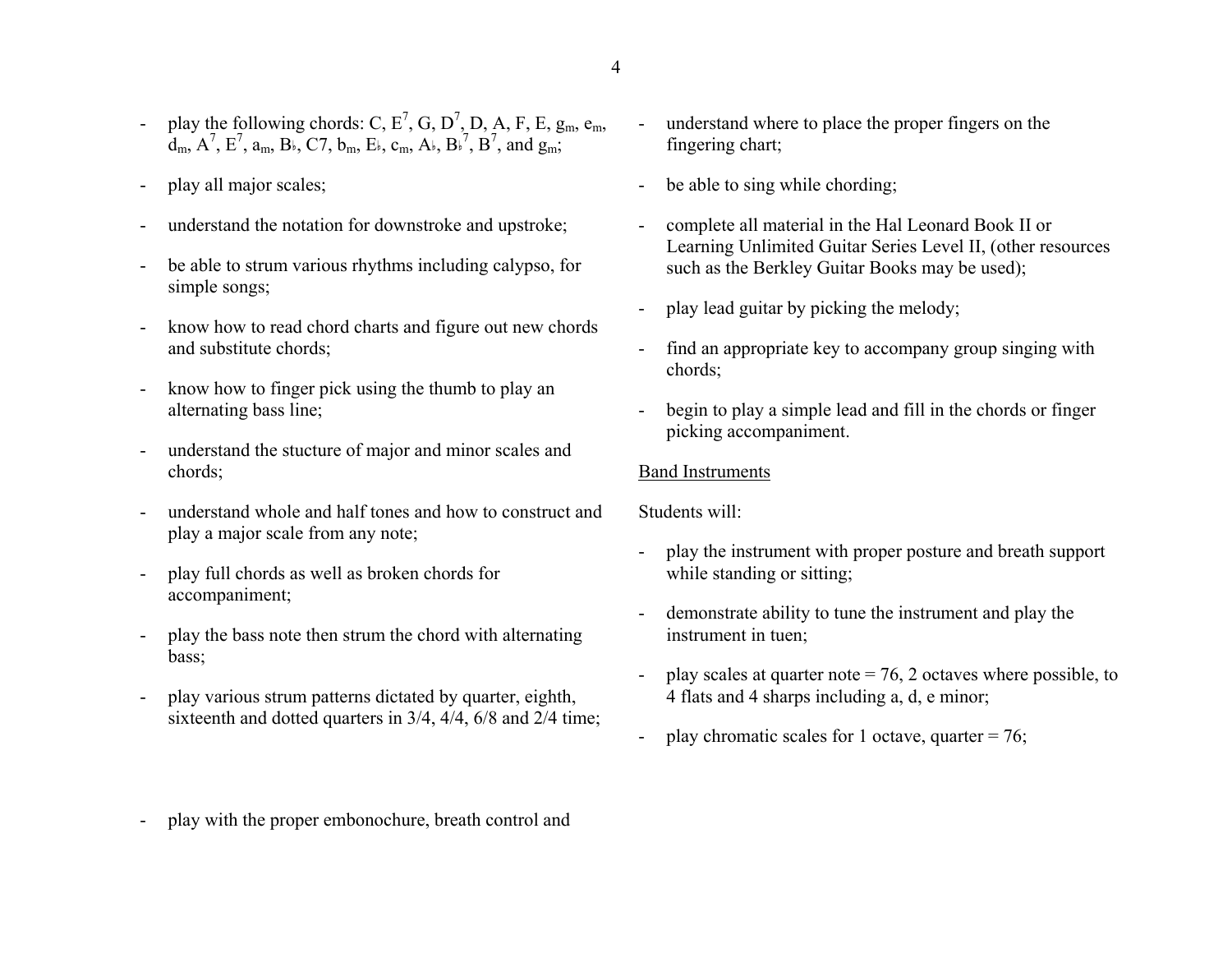- play the following chords: C, $E^7$, G, $D^7$, D, A, F, E, $g_m$, $e_m$, $d_m$, $A^7$, $E^7$, $a_m$, B♭, C7, $b_m$, E♭, $c_m$, A♭, $B♭^7$, $B^7$, and $g_m$;
- play all major scales;
- understand the notation for downstroke and upstroke;
- be able to strum various rhythms including calypso, for simple songs;
- know how to read chord charts and figure out new chords and substitute chords;
- know how to finger pick using the thumb to play an alternating bass line;
- understand the stucture of major and minor scales and chords;
- understand whole and half tones and how to construct and play a major scale from any note;
- play full chords as well as broken chords for accompaniment;
- play the bass note then strum the chord with alternating bass;
- play various strum patterns dictated by quarter, eighth, sixteenth and dotted quarters in 3/4, 4/4, 6/8 and 2/4 time;
- understand where to place the proper fingers on the fingering chart;
- be able to sing while chording;
- complete all material in the Hal Leonard Book II or Learning Unlimited Guitar Series Level II, (other resources such as the Berkley Guitar Books may be used);
- play lead guitar by picking the melody;
- find an appropriate key to accompany group singing with chords;
- begin to play a simple lead and fill in the chords or finger picking accompaniment.

Band Instruments

Students will:

- play the instrument with proper posture and breath support while standing or sitting;
- demonstrate ability to tune the instrument and play the instrument in tuen;
- play scales at quarter note = 76, 2 octaves where possible, to 4 flats and 4 sharps including a, d, e minor;
- play chromatic scales for 1 octave, quarter = 76;
- play with the proper embonochure, breath control and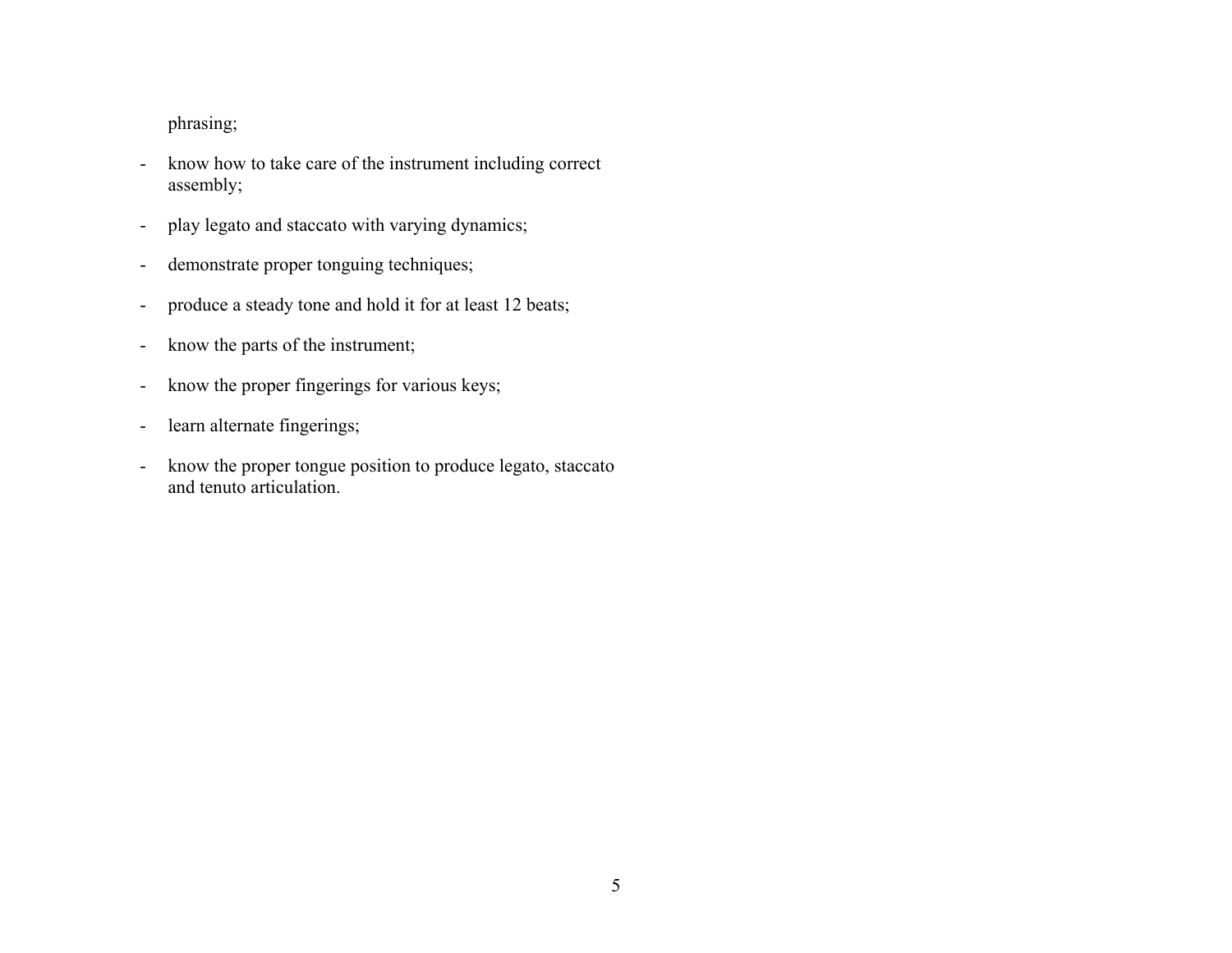phrasing;

- know how to take care of the instrument including correct assembly;
- play legato and staccato with varying dynamics;
- demonstrate proper tonguing techniques;
- produce a steady tone and hold it for at least 12 beats;
- know the parts of the instrument;
- know the proper fingerings for various keys;
- learn alternate fingerings;
- know the proper tongue position to produce legato, staccato and tenuto articulation.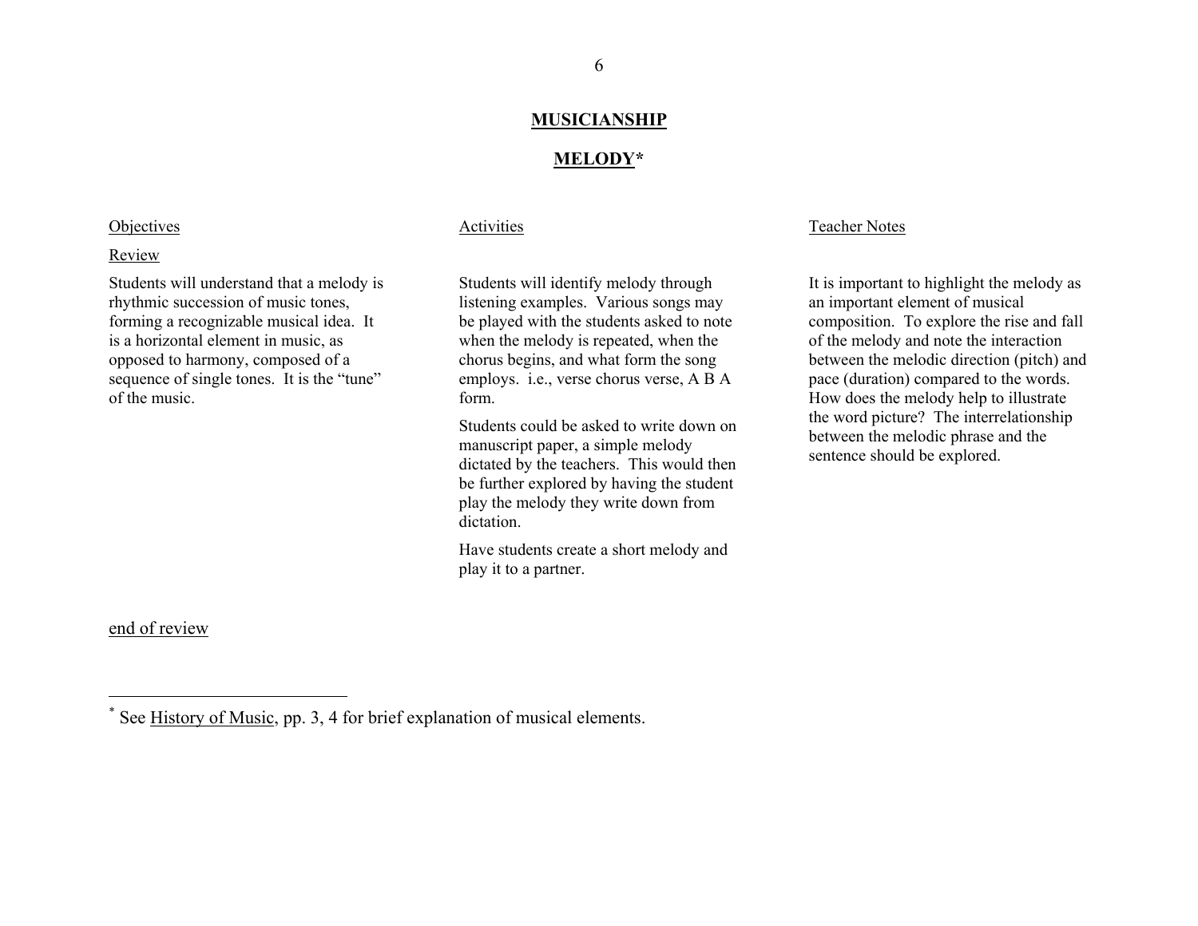## MUSICIANSHIP

## MELODY*

| Objectives | Activities | Teacher Notes |
|---|---|---|
| Review<br><br>Students will understand that a melody is rhythmic succession of music tones, forming a recognizable musical idea. It is a horizontal element in music, as opposed to harmony, composed of a sequence of single tones. It is the "tune" of the music. | Students will identify melody through listening examples. Various songs may be played with the students asked to note when the melody is repeated, when the chorus begins, and what form the song employs. i.e., verse chorus verse, A B A form.<br><br>Students could be asked to write down on manuscript paper, a simple melody dictated by the teachers. This would then be further explored by having the student play the melody they write down from dictation.<br><br>Have students create a short melody and play it to a partner. | It is important to highlight the melody as an important element of musical composition. To explore the rise and fall of the melody and note the interaction between the melodic direction (pitch) and pace (duration) compared to the words. How does the melody help to illustrate the word picture? The interrelationship between the melodic phrase and the sentence should be explored. |

end of review

* See History of Music, pp. 3, 4 for brief explanation of musical elements.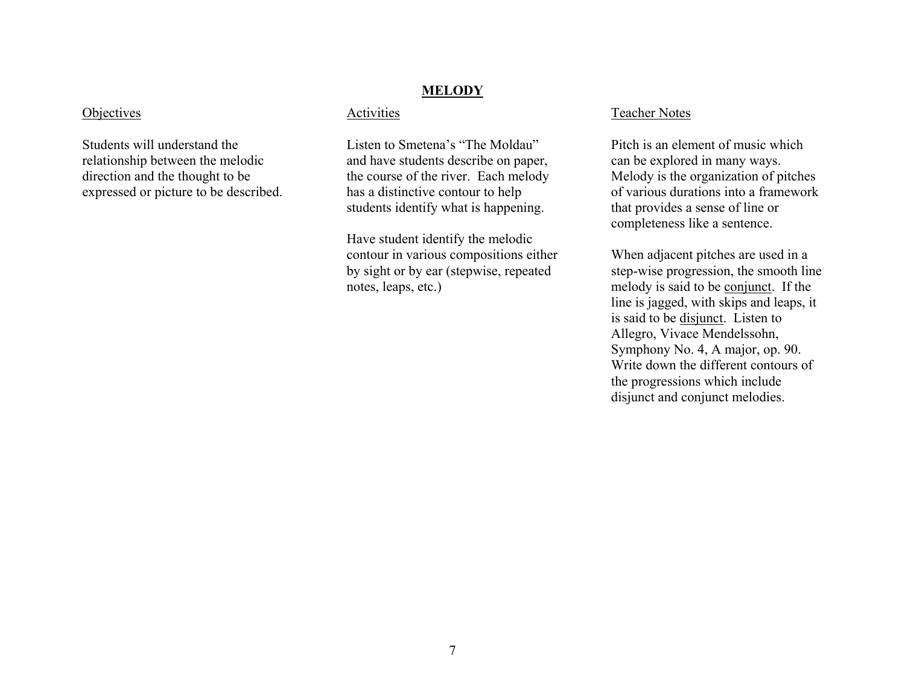# MELODY

| Objectives | Activities | Teacher Notes |
|---|---|---|
| Students will understand the relationship between the melodic direction and the thought to be expressed or picture to be described. | Listen to Smetena's "The Moldau" and have students describe on paper, the course of the river. Each melody has a distinctive contour to help students identify what is happening.<br><br>Have student identify the melodic contour in various compositions either by sight or by ear (stepwise, repeated notes, leaps, etc.) | Pitch is an element of music which can be explored in many ways. Melody is the organization of pitches of various durations into a framework that provides a sense of line or completeness like a sentence.<br><br>When adjacent pitches are used in a step-wise progression, the smooth line melody is said to be <u>conjunct</u>. If the line is jagged, with skips and leaps, it is said to be <u>disjunct</u>. Listen to Allegro, Vivace Mendelssohn, Symphony No. 4, A major, op. 90. Write down the different contours of the progressions which include disjunct and conjunct melodies. |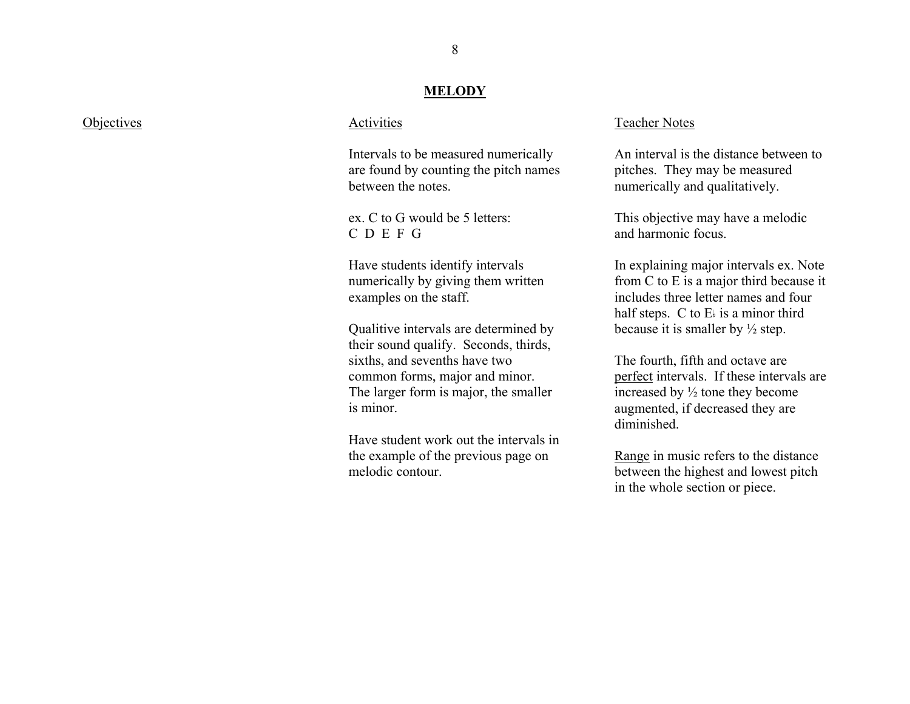## MELODY

| Objectives | Activities | Teacher Notes |
|---|---|---|
| | Intervals to be measured numerically are found by counting the pitch names between the notes. | An interval is the distance between to pitches. They may be measured numerically and qualitatively. |
| | ex. C to G would be 5 letters: C D E F G | This objective may have a melodic and harmonic focus. |
| | Have students identify intervals numerically by giving them written examples on the staff. | In explaining major intervals ex. Note from C to E is a major third because it includes three letter names and four half steps. C to E♭ is a minor third because it is smaller by ½ step. |
| | Qualitive intervals are determined by their sound qualify. Seconds, thirds, sixths, and sevenths have two common forms, major and minor. The larger form is major, the smaller is minor. | The fourth, fifth and octave are <u>perfect</u> intervals. If these intervals are increased by ½ tone they become augmented, if decreased they are diminished. |
| | Have student work out the intervals in the example of the previous page on melodic contour. | <u>Range</u> in music refers to the distance between the highest and lowest pitch in the whole section or piece. |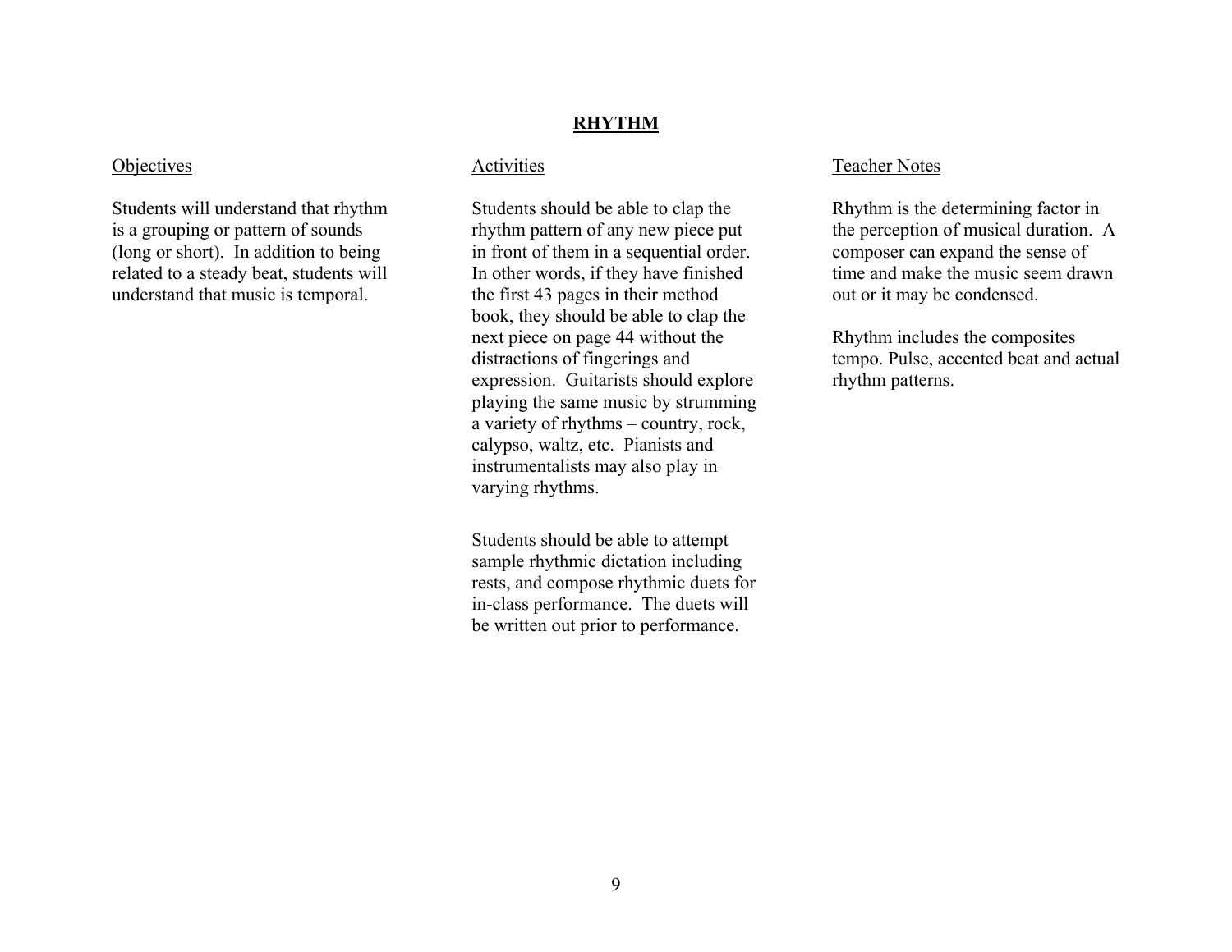## RHYTHM

### Objectives

Students will understand that rhythm is a grouping or pattern of sounds (long or short). In addition to being related to a steady beat, students will understand that music is temporal.

### Activities

Students should be able to clap the rhythm pattern of any new piece put in front of them in a sequential order. In other words, if they have finished the first 43 pages in their method book, they should be able to clap the next piece on page 44 without the distractions of fingerings and expression. Guitarists should explore playing the same music by strumming a variety of rhythms – country, rock, calypso, waltz, etc. Pianists and instrumentalists may also play in varying rhythms.

Students should be able to attempt sample rhythmic dictation including rests, and compose rhythmic duets for in-class performance. The duets will be written out prior to performance.

### Teacher Notes

Rhythm is the determining factor in the perception of musical duration. A composer can expand the sense of time and make the music seem drawn out or it may be condensed.

Rhythm includes the composites tempo. Pulse, accented beat and actual rhythm patterns.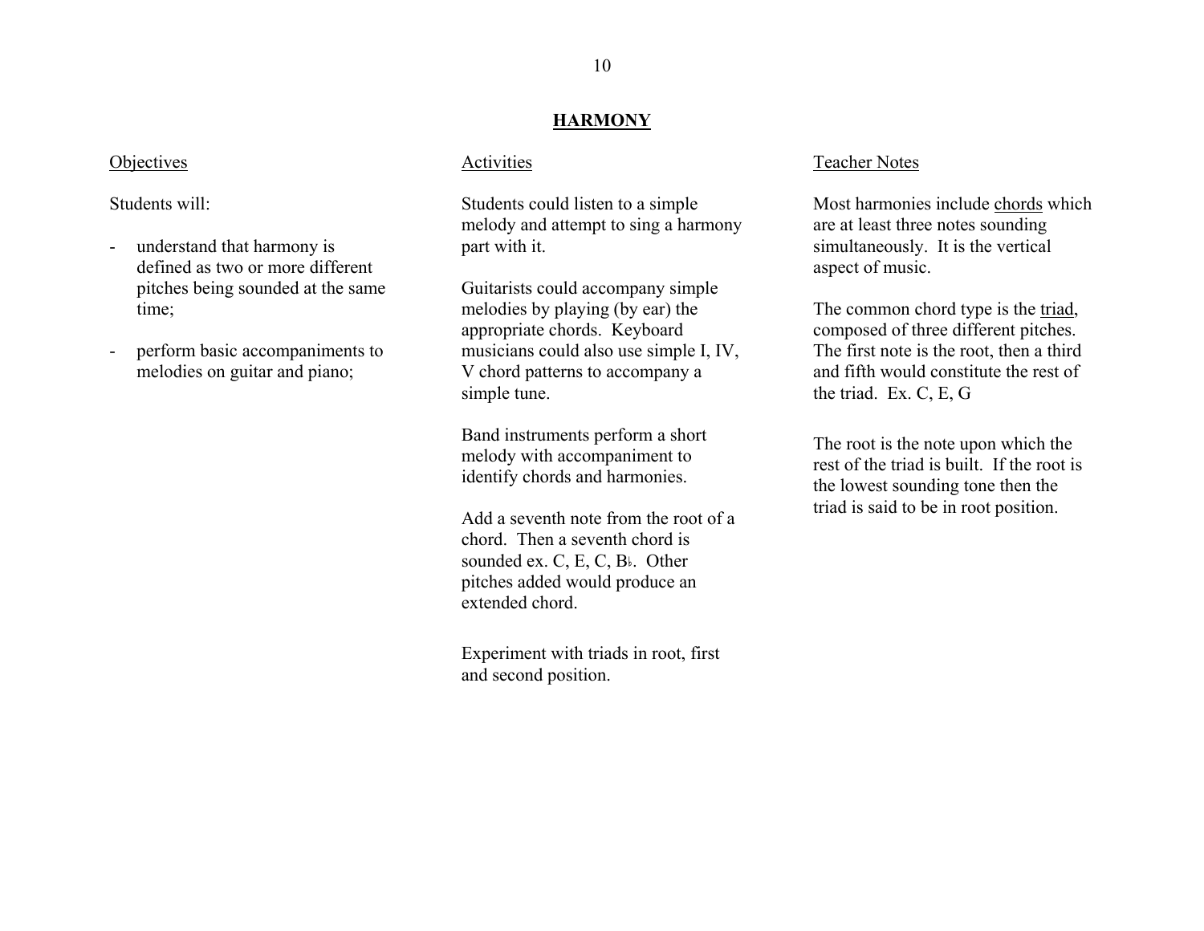## HARMONY

### Objectives

Students will:

- understand that harmony is defined as two or more different pitches being sounded at the same time;
- perform basic accompaniments to melodies on guitar and piano;

### Activities

Students could listen to a simple melody and attempt to sing a harmony part with it.

Guitarists could accompany simple melodies by playing (by ear) the appropriate chords. Keyboard musicians could also use simple I, IV, V chord patterns to accompany a simple tune.

Band instruments perform a short melody with accompaniment to identify chords and harmonies.

Add a seventh note from the root of a chord. Then a seventh chord is sounded ex. C, E, C, B♭. Other pitches added would produce an extended chord.

Experiment with triads in root, first and second position.

### Teacher Notes

Most harmonies include chords which are at least three notes sounding simultaneously. It is the vertical aspect of music.

The common chord type is the triad, composed of three different pitches. The first note is the root, then a third and fifth would constitute the rest of the triad. Ex. C, E, G

The root is the note upon which the rest of the triad is built. If the root is the lowest sounding tone then the triad is said to be in root position.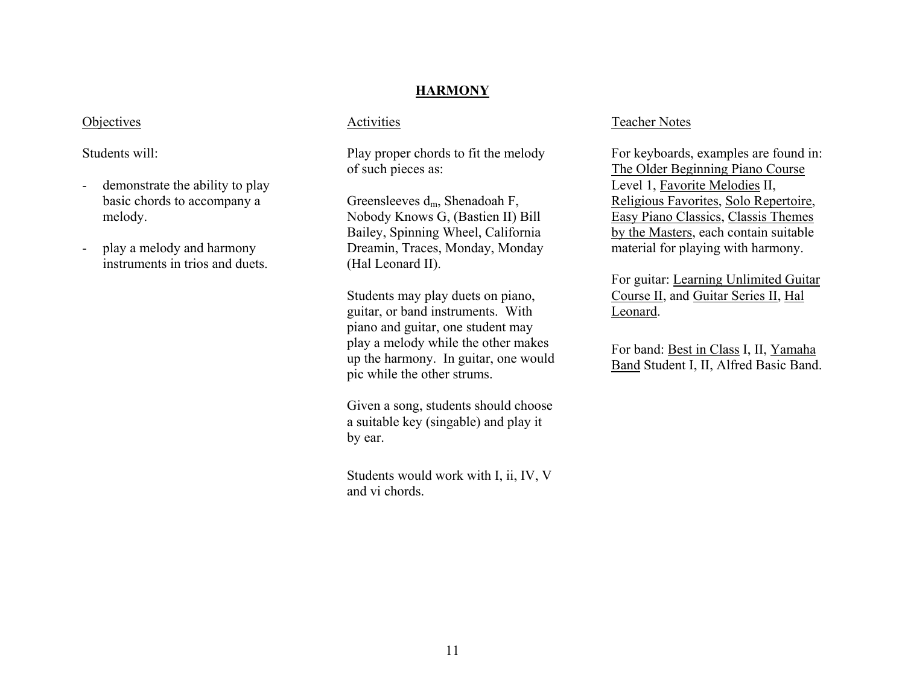## HARMONY

### Objectives

Students will:

- demonstrate the ability to play basic chords to accompany a melody.
- play a melody and harmony instruments in trios and duets.

### Activities

Play proper chords to fit the melody of such pieces as:

Greensleeves $d_m$, Shenadoah F, Nobody Knows G, (Bastien II) Bill Bailey, Spinning Wheel, California Dreamin, Traces, Monday, Monday (Hal Leonard II).

Students may play duets on piano, guitar, or band instruments. With piano and guitar, one student may play a melody while the other makes up the harmony. In guitar, one would pic while the other strums.

Given a song, students should choose a suitable key (singable) and play it by ear.

Students would work with I, ii, IV, V and vi chords.

### Teacher Notes

For keyboards, examples are found in: The Older Beginning Piano Course Level 1, Favorite Melodies II, Religious Favorites, Solo Repertoire, Easy Piano Classics, Classis Themes by the Masters, each contain suitable material for playing with harmony.

For guitar: Learning Unlimited Guitar Course II, and Guitar Series II, Hal Leonard.

For band: Best in Class I, II, Yamaha Band Student I, II, Alfred Basic Band.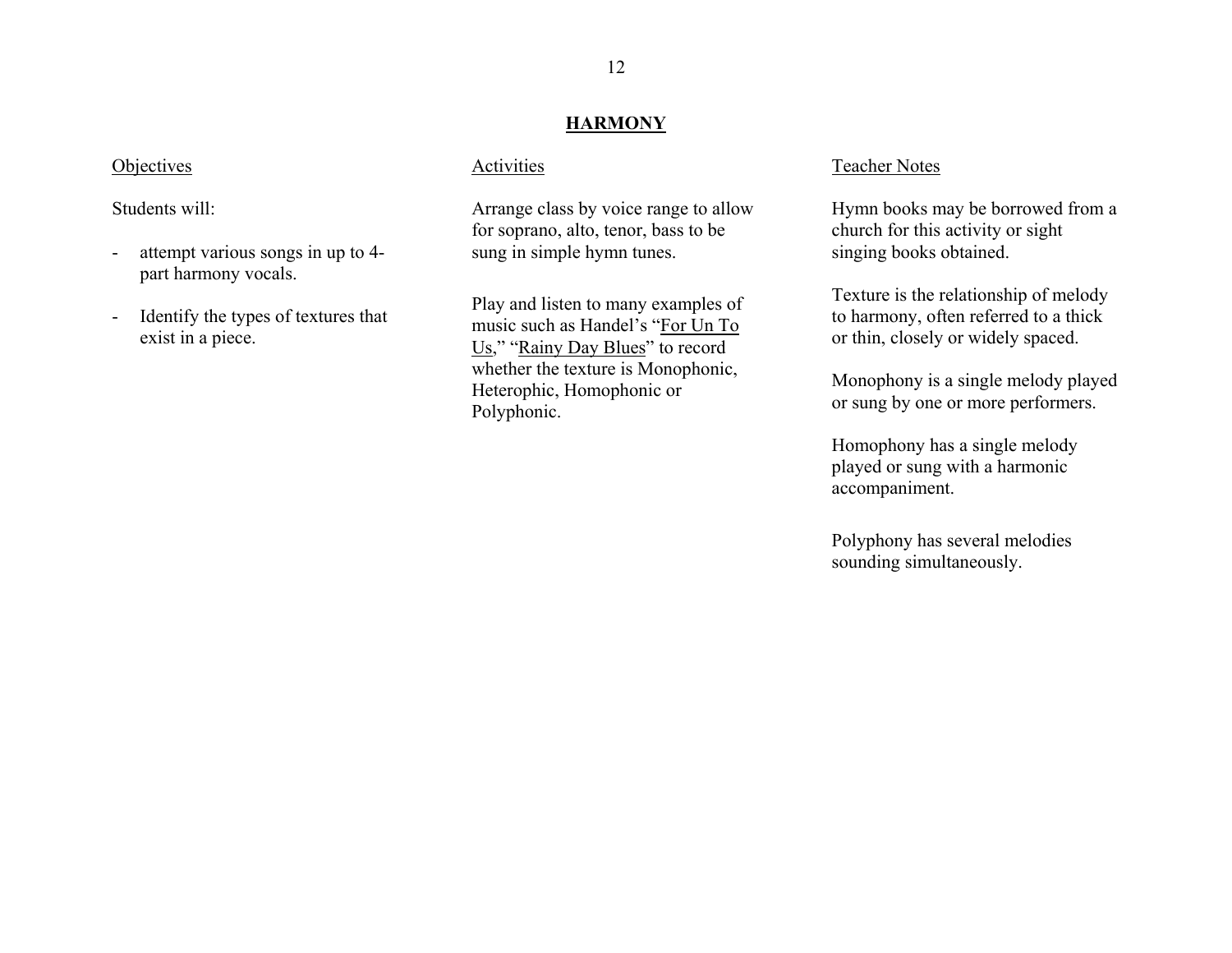## HARMONY

Objectives

Students will:

- attempt various songs in up to 4-part harmony vocals.
- Identify the types of textures that exist in a piece.

Activities

Arrange class by voice range to allow for soprano, alto, tenor, bass to be sung in simple hymn tunes.

Play and listen to many examples of music such as Handel's "For Un To Us," "Rainy Day Blues" to record whether the texture is Monophonic, Heterophic, Homophonic or Polyphonic.

Teacher Notes

Hymn books may be borrowed from a church for this activity or sight singing books obtained.

Texture is the relationship of melody to harmony, often referred to a thick or thin, closely or widely spaced.

Monophony is a single melody played or sung by one or more performers.

Homophony has a single melody played or sung with a harmonic accompaniment.

Polyphony has several melodies sounding simultaneously.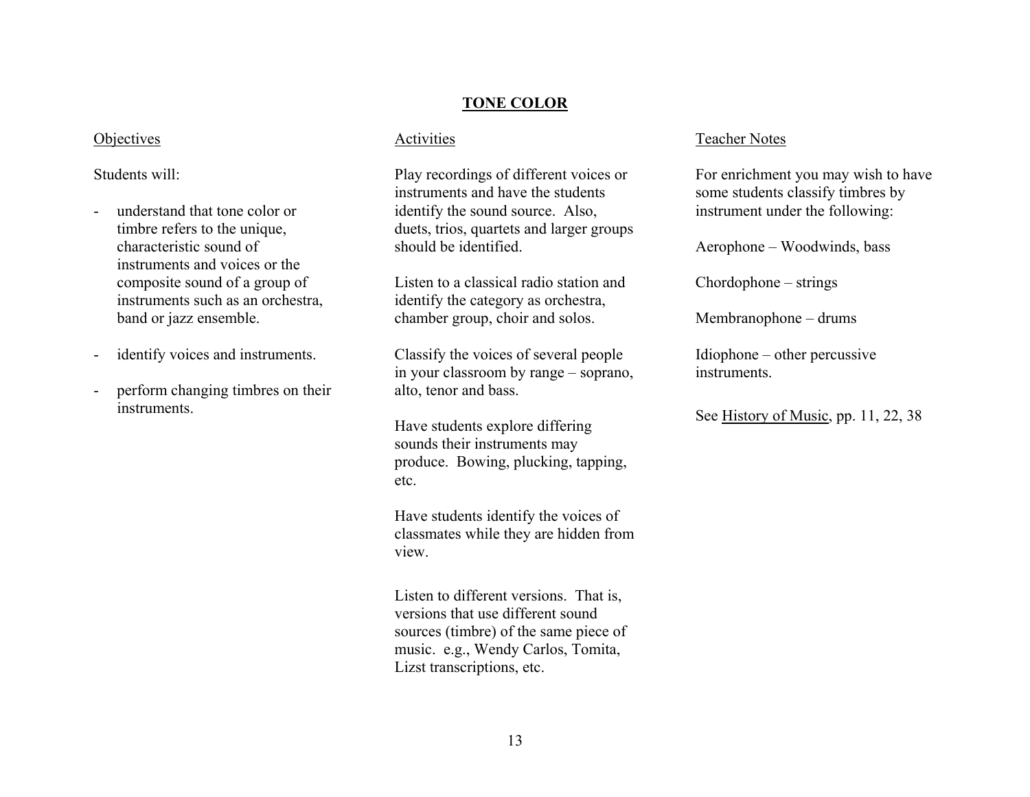## TONE COLOR

### Objectives

Students will:

- understand that tone color or timbre refers to the unique, characteristic sound of instruments and voices or the composite sound of a group of instruments such as an orchestra, band or jazz ensemble.
- identify voices and instruments.
- perform changing timbres on their instruments.

### Activities

Play recordings of different voices or instruments and have the students identify the sound source. Also, duets, trios, quartets and larger groups should be identified.

Listen to a classical radio station and identify the category as orchestra, chamber group, choir and solos.

Classify the voices of several people in your classroom by range – soprano, alto, tenor and bass.

Have students explore differing sounds their instruments may produce. Bowing, plucking, tapping, etc.

Have students identify the voices of classmates while they are hidden from view.

Listen to different versions. That is, versions that use different sound sources (timbre) of the same piece of music. e.g., Wendy Carlos, Tomita, Lizst transcriptions, etc.

### Teacher Notes

For enrichment you may wish to have some students classify timbres by instrument under the following:

Aerophone – Woodwinds, bass

Chordophone – strings

Membranophone – drums

Idiophone – other percussive instruments.

See History of Music, pp. 11, 22, 38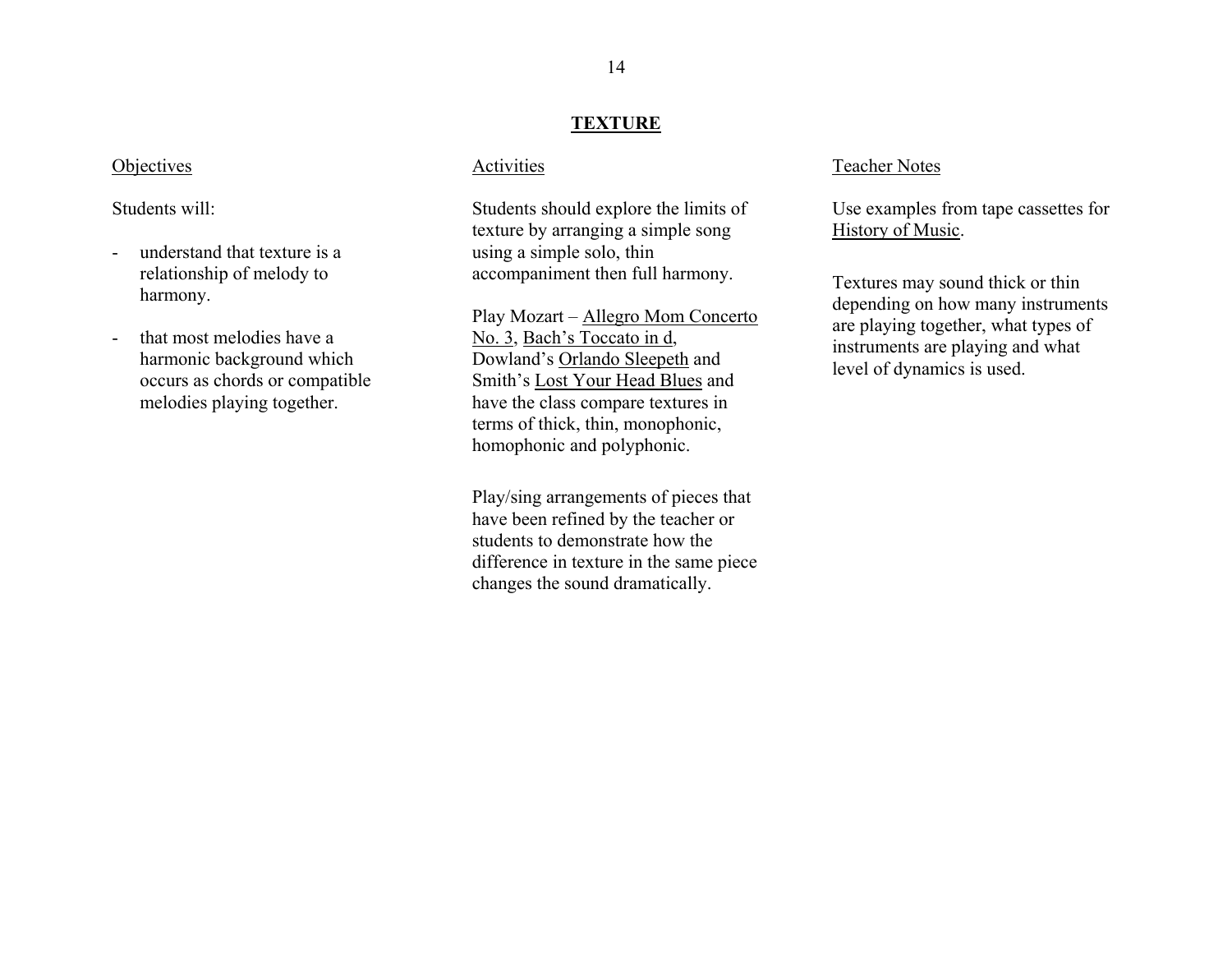## TEXTURE

### Objectives

Students will:

- understand that texture is a relationship of melody to harmony.

- that most melodies have a harmonic background which occurs as chords or compatible melodies playing together.

### Activities

Students should explore the limits of texture by arranging a simple song using a simple solo, thin accompaniment then full harmony.

Play Mozart – Allegro Mom Concerto No. 3, Bach's Toccato in d, Dowland's Orlando Sleepeth and Smith's Lost Your Head Blues and have the class compare textures in terms of thick, thin, monophonic, homophonic and polyphonic.

Play/sing arrangements of pieces that have been refined by the teacher or students to demonstrate how the difference in texture in the same piece changes the sound dramatically.

### Teacher Notes

Use examples from tape cassettes for History of Music.

Textures may sound thick or thin depending on how many instruments are playing together, what types of instruments are playing and what level of dynamics is used.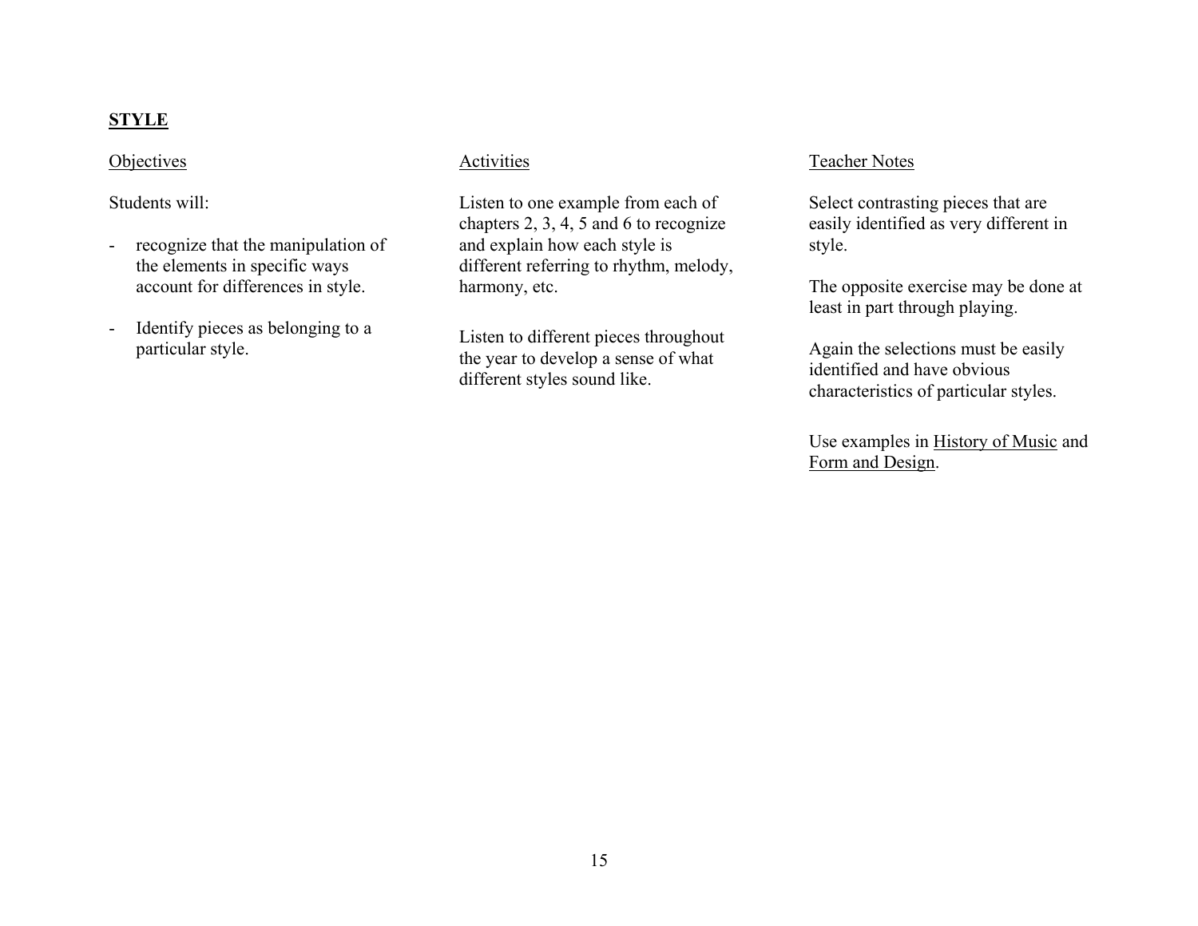**STYLE**

Objectives

Students will:

- recognize that the manipulation of the elements in specific ways account for differences in style.

- Identify pieces as belonging to a particular style.

Activities

Listen to one example from each of chapters 2, 3, 4, 5 and 6 to recognize and explain how each style is different referring to rhythm, melody, harmony, etc.

Listen to different pieces throughout the year to develop a sense of what different styles sound like.

Teacher Notes

Select contrasting pieces that are easily identified as very different in style.

The opposite exercise may be done at least in part through playing.

Again the selections must be easily identified and have obvious characteristics of particular styles.

Use examples in History of Music and Form and Design.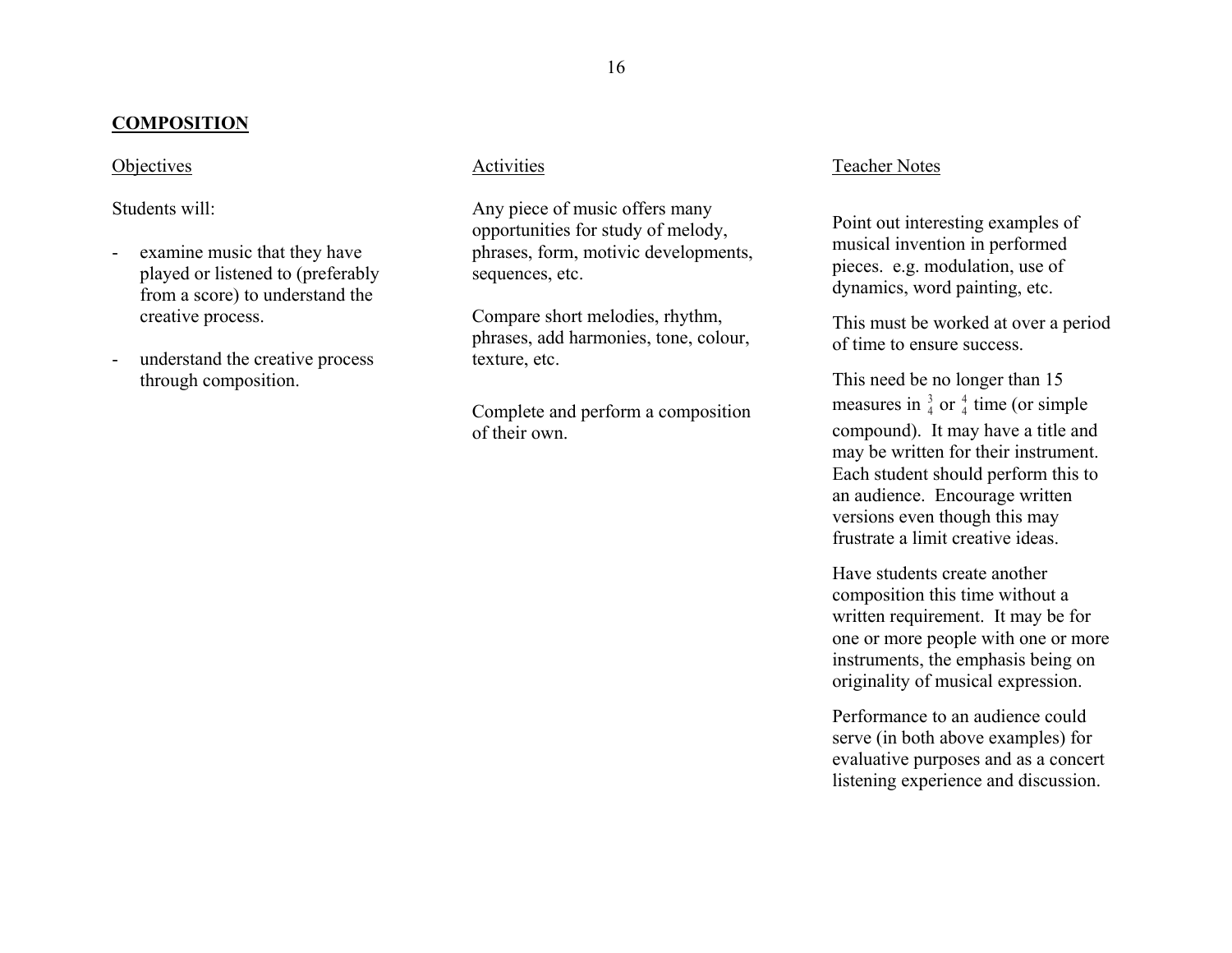**COMPOSITION**

Objectives

Students will:

- examine music that they have played or listened to (preferably from a score) to understand the creative process.
- understand the creative process through composition.

Activities

Any piece of music offers many opportunities for study of melody, phrases, form, motivic developments, sequences, etc.

Compare short melodies, rhythm, phrases, add harmonies, tone, colour, texture, etc.

Complete and perform a composition of their own.

Teacher Notes

Point out interesting examples of musical invention in performed pieces. e.g. modulation, use of dynamics, word painting, etc.

This must be worked at over a period of time to ensure success.

This need be no longer than 15 measures in $\frac{3}{4}$ or $\frac{4}{4}$ time (or simple compound). It may have a title and may be written for their instrument. Each student should perform this to an audience. Encourage written versions even though this may frustrate a limit creative ideas.

Have students create another composition this time without a written requirement. It may be for one or more people with one or more instruments, the emphasis being on originality of musical expression.

Performance to an audience could serve (in both above examples) for evaluative purposes and as a concert listening experience and discussion.